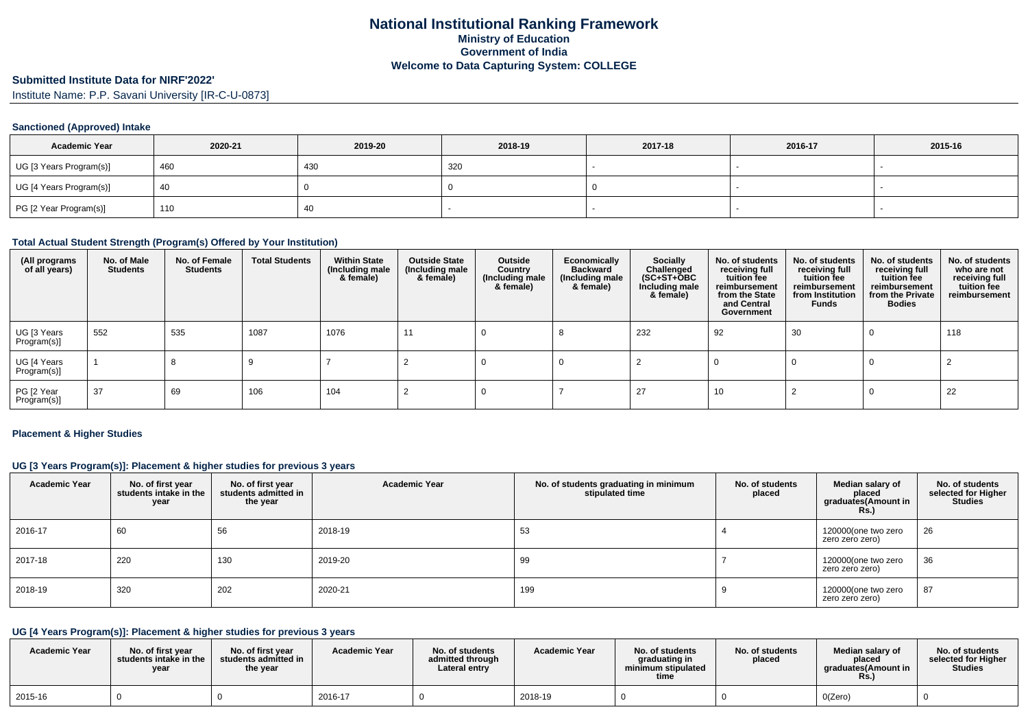# National Institutional Ranking Framework

## Ministry of Education

## Government of India

## Welcome to Data Capturing System: COLLEGE

### Submitted Institute Data for NIRF'2022'

Institute Name: P.P. Savani University [IR-C-U-0873]

#### Sanctioned (Approved) Intake

| Academic Year | 2020-21 | 2019-20 | 2018-19 | 2017-18 | 2016-17 | 2015-16 |
|---|---|---|---|---|---|---|
| UG [3 Years Program(s)] | 460 | 430 | 320 | - | - | - |
| UG [4 Years Program(s)] | 40 | 0 | 0 | 0 | - | - |
| PG [2 Year Program(s)] | 110 | 40 | - | - | - | - |

#### Total Actual Student Strength (Program(s) Offered by Your Institution)

| (All programs of all years) | No. of Male Students | No. of Female Students | Total Students | Within State (Including male & female) | Outside State (Including male & female) | Outside Country (Including male & female) | Economically Backward (Including male & female) | Socially Challenged (SC+ST+OBC Including male & female) | No. of students receiving full tuition fee reimbursement from the State and Central Government | No. of students receiving full tuition fee reimbursement from Institution Funds | No. of students receiving full tuition fee reimbursement from the Private Bodies | No. of students who are not receiving full tuition fee reimbursement |
|---|---|---|---|---|---|---|---|---|---|---|---|---|
| UG [3 Years Program(s)] | 552 | 535 | 1087 | 1076 | 11 | 0 | 8 | 232 | 92 | 30 | 0 | 118 |
| UG [4 Years Program(s)] | 1 | 8 | 9 | 7 | 2 | 0 | 0 | 2 | 0 | 0 | 0 | 2 |
| PG [2 Year Program(s)] | 37 | 69 | 106 | 104 | 2 | 0 | 7 | 27 | 10 | 2 | 0 | 22 |

#### Placement & Higher Studies

#### UG [3 Years Program(s)]: Placement & higher studies for previous 3 years

| Academic Year | No. of first year students intake in the year | No. of first year students admitted in the year | Academic Year | No. of students graduating in minimum stipulated time | No. of students placed | Median salary of placed graduates(Amount in Rs.) | No. of students selected for Higher Studies |
|---|---|---|---|---|---|---|---|
| 2016-17 | 60 | 56 | 2018-19 | 53 | 4 | 120000(one two zero zero zero zero) | 26 |
| 2017-18 | 220 | 130 | 2019-20 | 99 | 7 | 120000(one two zero zero zero zero) | 36 |
| 2018-19 | 320 | 202 | 2020-21 | 199 | 9 | 120000(one two zero zero zero zero) | 87 |

#### UG [4 Years Program(s)]: Placement & higher studies for previous 3 years

| Academic Year | No. of first year students intake in the year | No. of first year students admitted in the year | Academic Year | No. of students admitted through Lateral entry | Academic Year | No. of students graduating in minimum stipulated time | No. of students placed | Median salary of placed graduates(Amount in Rs.) | No. of students selected for Higher Studies |
|---|---|---|---|---|---|---|---|---|---|
| 2015-16 | 0 | 0 | 2016-17 | 0 | 2018-19 | 0 | 0 | 0(Zero) | 0 |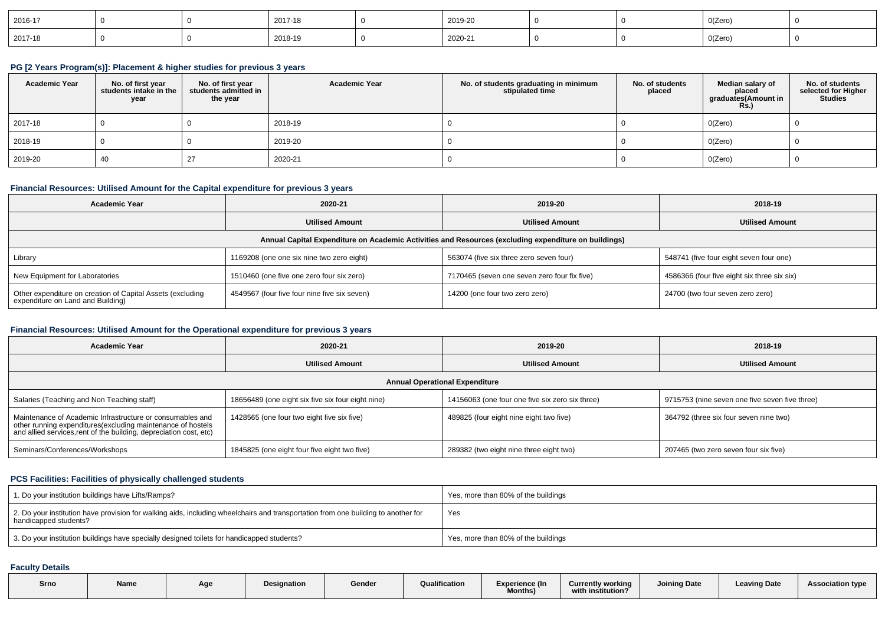| 2016-17 | 0 | 0 | 2017-18 | 0 | 2019-20 | 0 | 0 | 0(Zero) | 0 |
|---|---|---|---|---|---|---|---|---|---|
| 2017-18 | 0 | 0 | 2018-19 | 0 | 2020-21 | 0 | 0 | 0(Zero) | 0 |

### PG [2 Years Program(s)]: Placement & higher studies for previous 3 years

| Academic Year | No. of first year students intake in the year | No. of first year students admitted in the year | Academic Year | No. of students graduating in minimum stipulated time | No. of students placed | Median salary of placed graduates(Amount in Rs.) | No. of students selected for Higher Studies |
|---|---|---|---|---|---|---|---|
| 2017-18 | 0 | 0 | 2018-19 | 0 | 0 | 0(Zero) | 0 |
| 2018-19 | 0 | 0 | 2019-20 | 0 | 0 | 0(Zero) | 0 |
| 2019-20 | 40 | 27 | 2020-21 | 0 | 0 | 0(Zero) | 0 |

### Financial Resources: Utilised Amount for the Capital expenditure for previous 3 years

| Academic Year | 2020-21 | 2019-20 | 2018-19 |
|---|---|---|---|
| | Utilised Amount | Utilised Amount | Utilised Amount |
| Annual Capital Expenditure on Academic Activities and Resources (excluding expenditure on buildings) | | | |
| Library | 1169208 (one one six nine two zero eight) | 563074 (five six three zero seven four) | 548741 (five four eight seven four one) |
| New Equipment for Laboratories | 1510460 (one five one zero four six zero) | 7170465 (seven one seven zero four fix five) | 4586366 (four five eight six three six six) |
| Other expenditure on creation of Capital Assets (excluding expenditure on Land and Building) | 4549567 (four five four nine five six seven) | 14200 (one four two zero zero) | 24700 (two four seven zero zero) |

### Financial Resources: Utilised Amount for the Operational expenditure for previous 3 years

| Academic Year | 2020-21 | 2019-20 | 2018-19 |
|---|---|---|---|
| | Utilised Amount | Utilised Amount | Utilised Amount |
| Annual Operational Expenditure | | | |
| Salaries (Teaching and Non Teaching staff) | 18656489 (one eight six five six four eight nine) | 14156063 (one four one five six zero six three) | 9715753 (nine seven one five seven five three) |
| Maintenance of Academic Infrastructure or consumables and other running expenditures(excluding maintenance of hostels and allied services,rent of the building, depreciation cost, etc) | 1428565 (one four two eight five six five) | 489825 (four eight nine eight two five) | 364792 (three six four seven nine two) |
| Seminars/Conferences/Workshops | 1845825 (one eight four five eight two five) | 289382 (two eight nine three eight two) | 207465 (two zero seven four six five) |

### PCS Facilities: Facilities of physically challenged students

| | |
|---|---|
| 1. Do your institution buildings have Lifts/Ramps? | Yes, more than 80% of the buildings |
| 2. Do your institution have provision for walking aids, including wheelchairs and transportation from one building to another for handicapped students? | Yes |
| 3. Do your institution buildings have specially designed toilets for handicapped students? | Yes, more than 80% of the buildings |

### Faculty Details

| Srno | Name | Age | Designation | Gender | Qualification | Experience (In Months) | Currently working with institution? | Joining Date | Leaving Date | Association type |
|---|---|---|---|---|---|---|---|---|---|---|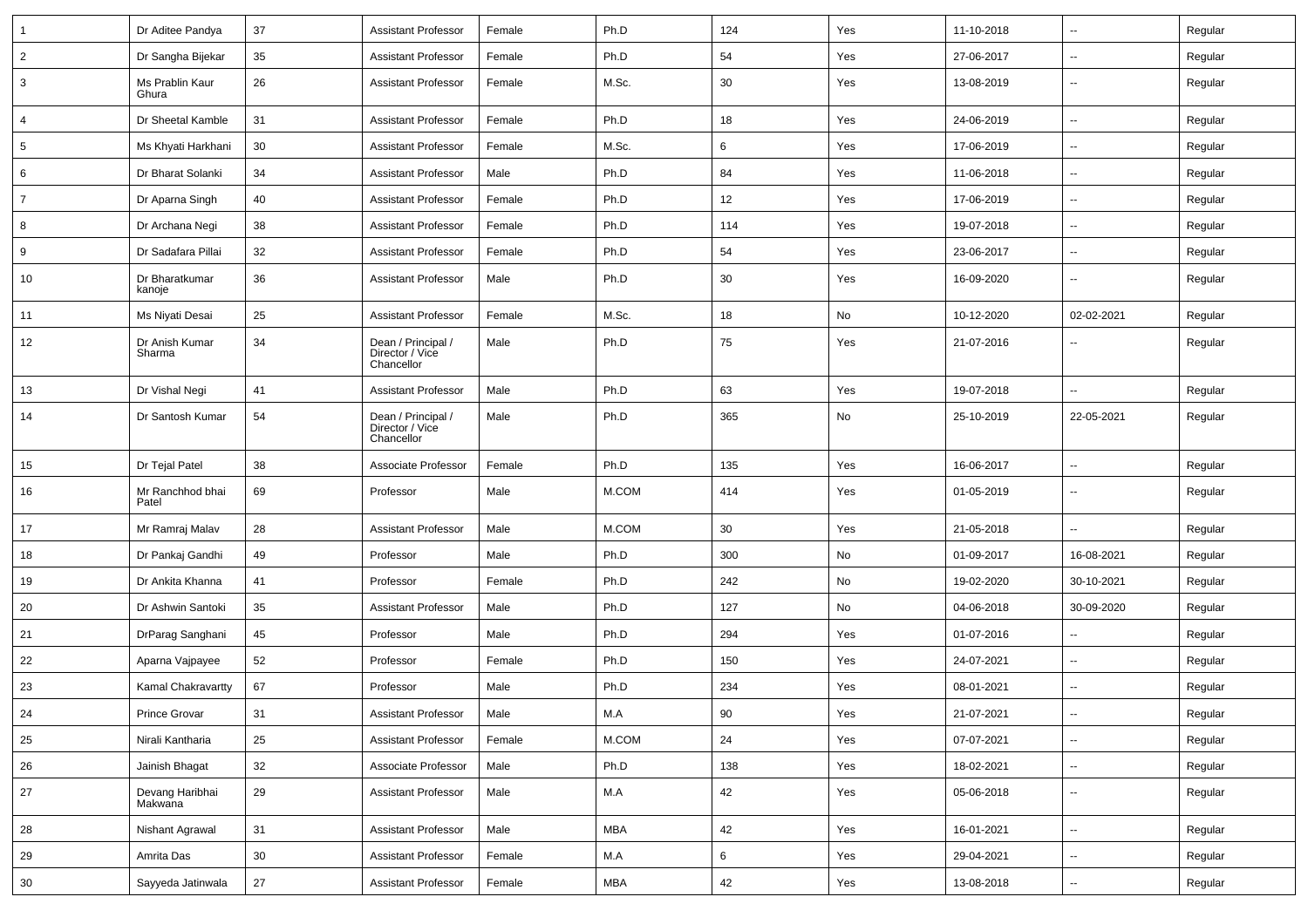| 1 | Dr Aditee Pandya | 37 | Assistant Professor | Female | Ph.D | 124 | Yes | 11-10-2018 | -- | Regular |
|---|---|---|---|---|---|---|---|---|---|---|
| 2 | Dr Sangha Bijekar | 35 | Assistant Professor | Female | Ph.D | 54 | Yes | 27-06-2017 | -- | Regular |
| 3 | Ms Prablin Kaur Ghura | 26 | Assistant Professor | Female | M.Sc. | 30 | Yes | 13-08-2019 | -- | Regular |
| 4 | Dr Sheetal Kamble | 31 | Assistant Professor | Female | Ph.D | 18 | Yes | 24-06-2019 | -- | Regular |
| 5 | Ms Khyati Harkhani | 30 | Assistant Professor | Female | M.Sc. | 6 | Yes | 17-06-2019 | -- | Regular |
| 6 | Dr Bharat Solanki | 34 | Assistant Professor | Male | Ph.D | 84 | Yes | 11-06-2018 | -- | Regular |
| 7 | Dr Aparna Singh | 40 | Assistant Professor | Female | Ph.D | 12 | Yes | 17-06-2019 | -- | Regular |
| 8 | Dr Archana Negi | 38 | Assistant Professor | Female | Ph.D | 114 | Yes | 19-07-2018 | -- | Regular |
| 9 | Dr Sadafara Pillai | 32 | Assistant Professor | Female | Ph.D | 54 | Yes | 23-06-2017 | -- | Regular |
| 10 | Dr Bharatkumar kanoje | 36 | Assistant Professor | Male | Ph.D | 30 | Yes | 16-09-2020 | -- | Regular |
| 11 | Ms Niyati Desai | 25 | Assistant Professor | Female | M.Sc. | 18 | No | 10-12-2020 | 02-02-2021 | Regular |
| 12 | Dr Anish Kumar Sharma | 34 | Dean / Principal / Director / Vice Chancellor | Male | Ph.D | 75 | Yes | 21-07-2016 | -- | Regular |
| 13 | Dr Vishal Negi | 41 | Assistant Professor | Male | Ph.D | 63 | Yes | 19-07-2018 | -- | Regular |
| 14 | Dr Santosh Kumar | 54 | Dean / Principal / Director / Vice Chancellor | Male | Ph.D | 365 | No | 25-10-2019 | 22-05-2021 | Regular |
| 15 | Dr Tejal Patel | 38 | Associate Professor | Female | Ph.D | 135 | Yes | 16-06-2017 | -- | Regular |
| 16 | Mr Ranchhod bhai Patel | 69 | Professor | Male | M.COM | 414 | Yes | 01-05-2019 | -- | Regular |
| 17 | Mr Ramraj Malav | 28 | Assistant Professor | Male | M.COM | 30 | Yes | 21-05-2018 | -- | Regular |
| 18 | Dr Pankaj Gandhi | 49 | Professor | Male | Ph.D | 300 | No | 01-09-2017 | 16-08-2021 | Regular |
| 19 | Dr Ankita Khanna | 41 | Professor | Female | Ph.D | 242 | No | 19-02-2020 | 30-10-2021 | Regular |
| 20 | Dr Ashwin Santoki | 35 | Assistant Professor | Male | Ph.D | 127 | No | 04-06-2018 | 30-09-2020 | Regular |
| 21 | DrParag Sanghani | 45 | Professor | Male | Ph.D | 294 | Yes | 01-07-2016 | -- | Regular |
| 22 | Aparna Vajpayee | 52 | Professor | Female | Ph.D | 150 | Yes | 24-07-2021 | -- | Regular |
| 23 | Kamal Chakravartty | 67 | Professor | Male | Ph.D | 234 | Yes | 08-01-2021 | -- | Regular |
| 24 | Prince Grovar | 31 | Assistant Professor | Male | M.A | 90 | Yes | 21-07-2021 | -- | Regular |
| 25 | Nirali Kantharia | 25 | Assistant Professor | Female | M.COM | 24 | Yes | 07-07-2021 | -- | Regular |
| 26 | Jainish Bhagat | 32 | Associate Professor | Male | Ph.D | 138 | Yes | 18-02-2021 | -- | Regular |
| 27 | Devang Haribhai Makwana | 29 | Assistant Professor | Male | M.A | 42 | Yes | 05-06-2018 | -- | Regular |
| 28 | Nishant Agrawal | 31 | Assistant Professor | Male | MBA | 42 | Yes | 16-01-2021 | -- | Regular |
| 29 | Amrita Das | 30 | Assistant Professor | Female | M.A | 6 | Yes | 29-04-2021 | -- | Regular |
| 30 | Sayyeda Jatinwala | 27 | Assistant Professor | Female | MBA | 42 | Yes | 13-08-2018 | -- | Regular |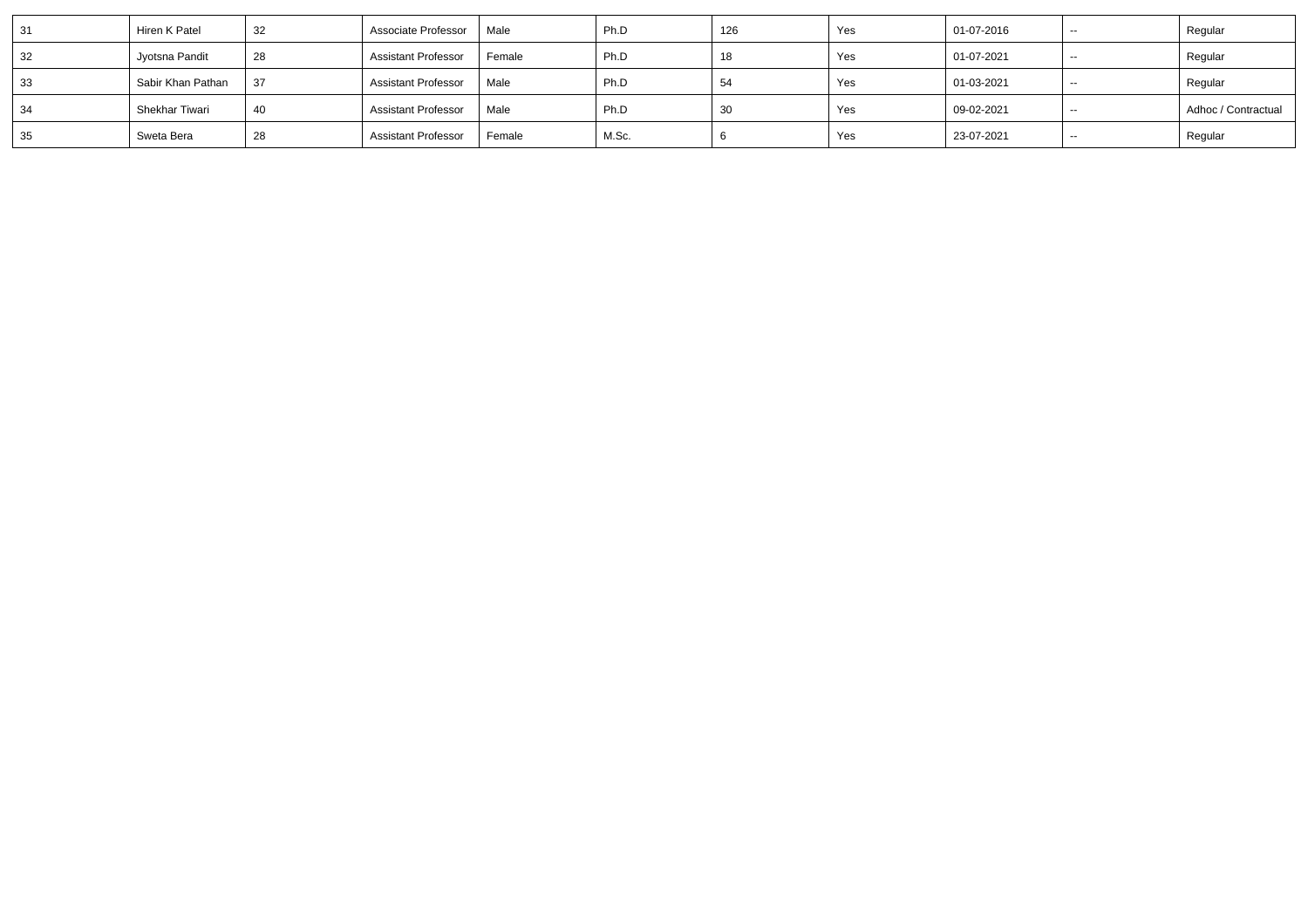| | | | | | | | | | | |
|---|---|---|---|---|---|---|---|---|---|---|
| 31 | Hiren K Patel | 32 | Associate Professor | Male | Ph.D | 126 | Yes | 01-07-2016 | -- | Regular |
| 32 | Jyotsna Pandit | 28 | Assistant Professor | Female | Ph.D | 18 | Yes | 01-07-2021 | -- | Regular |
| 33 | Sabir Khan Pathan | 37 | Assistant Professor | Male | Ph.D | 54 | Yes | 01-03-2021 | -- | Regular |
| 34 | Shekhar Tiwari | 40 | Assistant Professor | Male | Ph.D | 30 | Yes | 09-02-2021 | -- | Adhoc / Contractual |
| 35 | Sweta Bera | 28 | Assistant Professor | Female | M.Sc. | 6 | Yes | 23-07-2021 | -- | Regular |